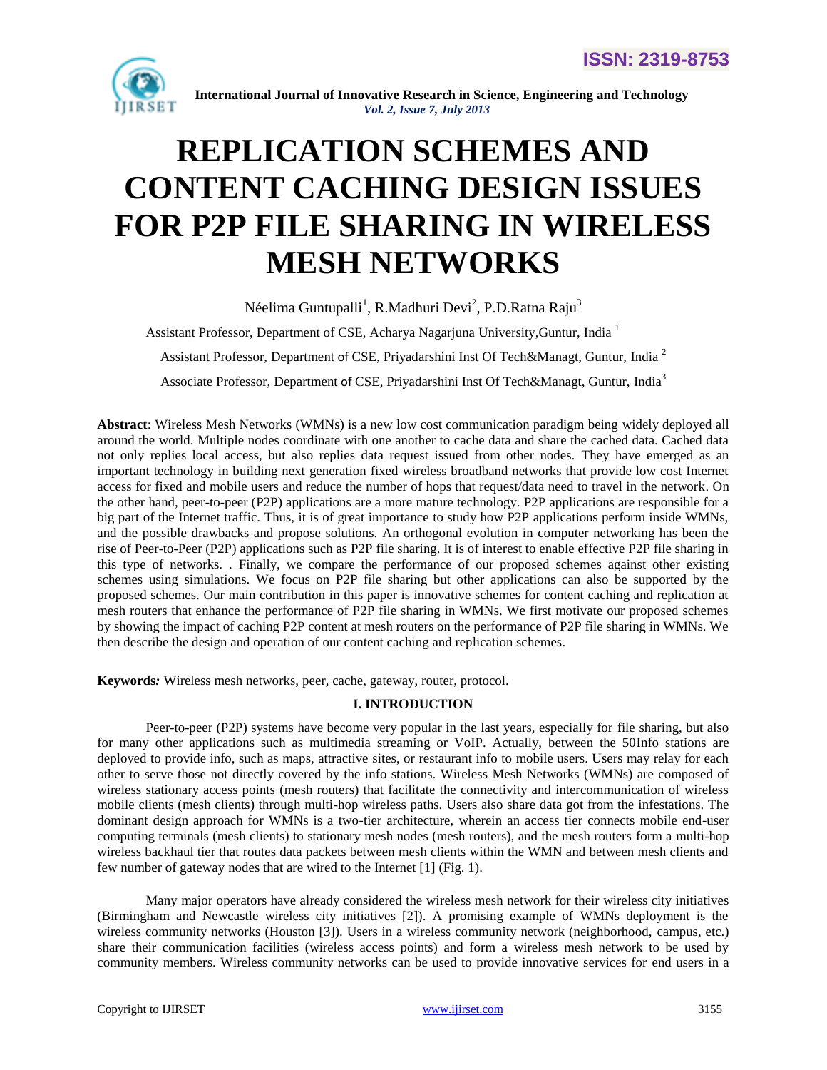# REPLICATION SCHEMES AND CONTENT CACHING DESIGN ISSUES FOR P2P FILE SHARING IN WIRELESS MESH NETWORKS

Néelima Guntupalli[1], R.Madhuri Devi[2], P.D.Ratna Raju[3]

Assistant Professor, Department of CSE, Acharya Nagarjuna University,Guntur, India [1]

Assistant Professor, Department of CSE, Priyadarshini Inst Of Tech&Managt, Guntur, India [2]

Associate Professor, Department of CSE, Priyadarshini Inst Of Tech&Managt, Guntur, India[3]

**Abstract**: Wireless Mesh Networks (WMNs) is a new low cost communication paradigm being widely deployed all around the world. Multiple nodes coordinate with one another to cache data and share the cached data. Cached data not only replies local access, but also replies data request issued from other nodes. They have emerged as an important technology in building next generation fixed wireless broadband networks that provide low cost Internet access for fixed and mobile users and reduce the number of hops that request/data need to travel in the network. On the other hand, peer-to-peer (P2P) applications are a more mature technology. P2P applications are responsible for a big part of the Internet traffic. Thus, it is of great importance to study how P2P applications perform inside WMNs, and the possible drawbacks and propose solutions. An orthogonal evolution in computer networking has been the rise of Peer-to-Peer (P2P) applications such as P2P file sharing. It is of interest to enable effective P2P file sharing in this type of networks. . Finally, we compare the performance of our proposed schemes against other existing schemes using simulations. We focus on P2P file sharing but other applications can also be supported by the proposed schemes. Our main contribution in this paper is innovative schemes for content caching and replication at mesh routers that enhance the performance of P2P file sharing in WMNs. We first motivate our proposed schemes by showing the impact of caching P2P content at mesh routers on the performance of P2P file sharing in WMNs. We then describe the design and operation of our content caching and replication schemes.

**Keywords***:* Wireless mesh networks, peer, cache, gateway, router, protocol.

## I. INTRODUCTION

Peer-to-peer (P2P) systems have become very popular in the last years, especially for file sharing, but also for many other applications such as multimedia streaming or VoIP. Actually, between the 50Info stations are deployed to provide info, such as maps, attractive sites, or restaurant info to mobile users. Users may relay for each other to serve those not directly covered by the info stations. Wireless Mesh Networks (WMNs) are composed of wireless stationary access points (mesh routers) that facilitate the connectivity and intercommunication of wireless mobile clients (mesh clients) through multi-hop wireless paths. Users also share data got from the infestations. The dominant design approach for WMNs is a two-tier architecture, wherein an access tier connects mobile end-user computing terminals (mesh clients) to stationary mesh nodes (mesh routers), and the mesh routers form a multi-hop wireless backhaul tier that routes data packets between mesh clients within the WMN and between mesh clients and few number of gateway nodes that are wired to the Internet [1] (Fig. 1).

Many major operators have already considered the wireless mesh network for their wireless city initiatives (Birmingham and Newcastle wireless city initiatives [2]). A promising example of WMNs deployment is the wireless community networks (Houston [3]). Users in a wireless community network (neighborhood, campus, etc.) share their communication facilities (wireless access points) and form a wireless mesh network to be used by community members. Wireless community networks can be used to provide innovative services for end users in a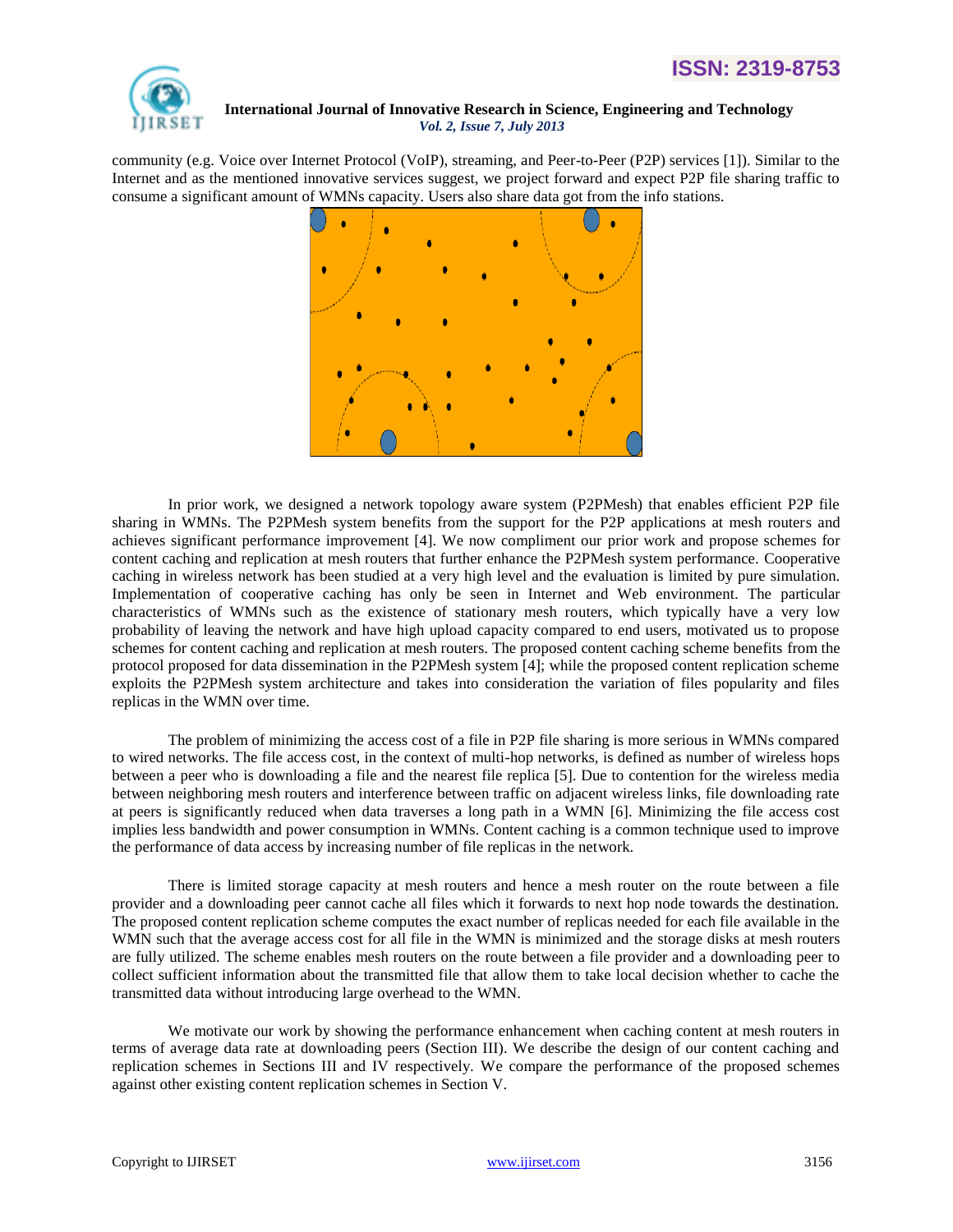community (e.g. Voice over Internet Protocol (VoIP), streaming, and Peer-to-Peer (P2P) services [1]). Similar to the Internet and as the mentioned innovative services suggest, we project forward and expect P2P file sharing traffic to consume a significant amount of WMNs capacity. Users also share data got from the info stations.

In prior work, we designed a network topology aware system (P2PMesh) that enables efficient P2P file sharing in WMNs. The P2PMesh system benefits from the support for the P2P applications at mesh routers and achieves significant performance improvement [4]. We now compliment our prior work and propose schemes for content caching and replication at mesh routers that further enhance the P2PMesh system performance. Cooperative caching in wireless network has been studied at a very high level and the evaluation is limited by pure simulation. Implementation of cooperative caching has only be seen in Internet and Web environment. The particular characteristics of WMNs such as the existence of stationary mesh routers, which typically have a very low probability of leaving the network and have high upload capacity compared to end users, motivated us to propose schemes for content caching and replication at mesh routers. The proposed content caching scheme benefits from the protocol proposed for data dissemination in the P2PMesh system [4]; while the proposed content replication scheme exploits the P2PMesh system architecture and takes into consideration the variation of files popularity and files replicas in the WMN over time.

The problem of minimizing the access cost of a file in P2P file sharing is more serious in WMNs compared to wired networks. The file access cost, in the context of multi-hop networks, is defined as number of wireless hops between a peer who is downloading a file and the nearest file replica [5]. Due to contention for the wireless media between neighboring mesh routers and interference between traffic on adjacent wireless links, file downloading rate at peers is significantly reduced when data traverses a long path in a WMN [6]. Minimizing the file access cost implies less bandwidth and power consumption in WMNs. Content caching is a common technique used to improve the performance of data access by increasing number of file replicas in the network.

There is limited storage capacity at mesh routers and hence a mesh router on the route between a file provider and a downloading peer cannot cache all files which it forwards to next hop node towards the destination. The proposed content replication scheme computes the exact number of replicas needed for each file available in the WMN such that the average access cost for all file in the WMN is minimized and the storage disks at mesh routers are fully utilized. The scheme enables mesh routers on the route between a file provider and a downloading peer to collect sufficient information about the transmitted file that allow them to take local decision whether to cache the transmitted data without introducing large overhead to the WMN.

We motivate our work by showing the performance enhancement when caching content at mesh routers in terms of average data rate at downloading peers (Section III). We describe the design of our content caching and replication schemes in Sections III and IV respectively. We compare the performance of the proposed schemes against other existing content replication schemes in Section V.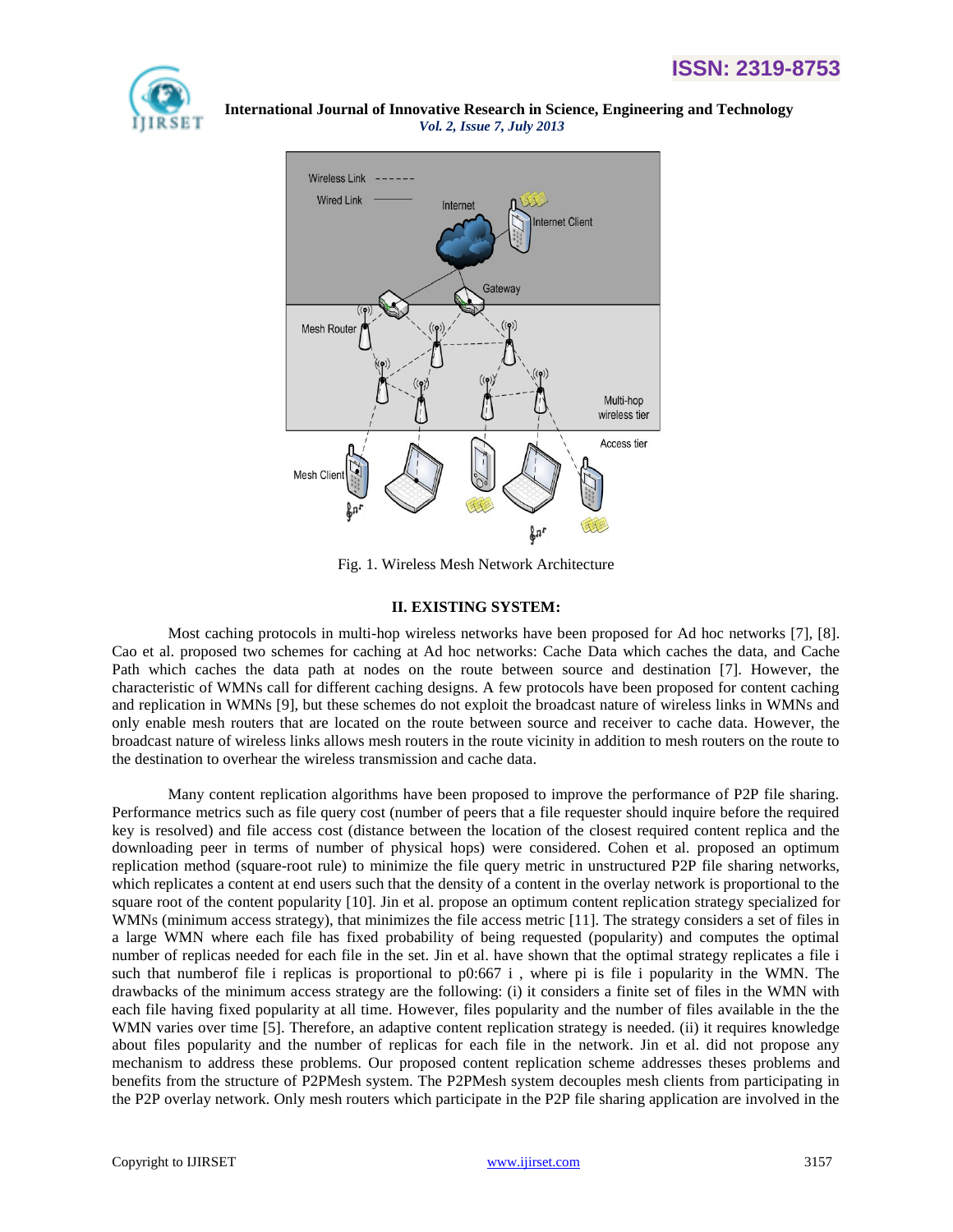Fig. 1. Wireless Mesh Network Architecture

## II. EXISTING SYSTEM:

Most caching protocols in multi-hop wireless networks have been proposed for Ad hoc networks [7], [8]. Cao et al. proposed two schemes for caching at Ad hoc networks: Cache Data which caches the data, and Cache Path which caches the data path at nodes on the route between source and destination [7]. However, the characteristic of WMNs call for different caching designs. A few protocols have been proposed for content caching and replication in WMNs [9], but these schemes do not exploit the broadcast nature of wireless links in WMNs and only enable mesh routers that are located on the route between source and receiver to cache data. However, the broadcast nature of wireless links allows mesh routers in the route vicinity in addition to mesh routers on the route to the destination to overhear the wireless transmission and cache data.

Many content replication algorithms have been proposed to improve the performance of P2P file sharing. Performance metrics such as file query cost (number of peers that a file requester should inquire before the required key is resolved) and file access cost (distance between the location of the closest required content replica and the downloading peer in terms of number of physical hops) were considered. Cohen et al. proposed an optimum replication method (square-root rule) to minimize the file query metric in unstructured P2P file sharing networks, which replicates a content at end users such that the density of a content in the overlay network is proportional to the square root of the content popularity [10]. Jin et al. propose an optimum content replication strategy specialized for WMNs (minimum access strategy), that minimizes the file access metric [11]. The strategy considers a set of files in a large WMN where each file has fixed probability of being requested (popularity) and computes the optimal number of replicas needed for each file in the set. Jin et al. have shown that the optimal strategy replicates a file i such that numberof file i replicas is proportional to p0:667 i , where pi is file i popularity in the WMN. The drawbacks of the minimum access strategy are the following: (i) it considers a finite set of files in the WMN with each file having fixed popularity at all time. However, files popularity and the number of files available in the the WMN varies over time [5]. Therefore, an adaptive content replication strategy is needed. (ii) it requires knowledge about files popularity and the number of replicas for each file in the network. Jin et al. did not propose any mechanism to address these problems. Our proposed content replication scheme addresses theses problems and benefits from the structure of P2PMesh system. The P2PMesh system decouples mesh clients from participating in the P2P overlay network. Only mesh routers which participate in the P2P file sharing application are involved in the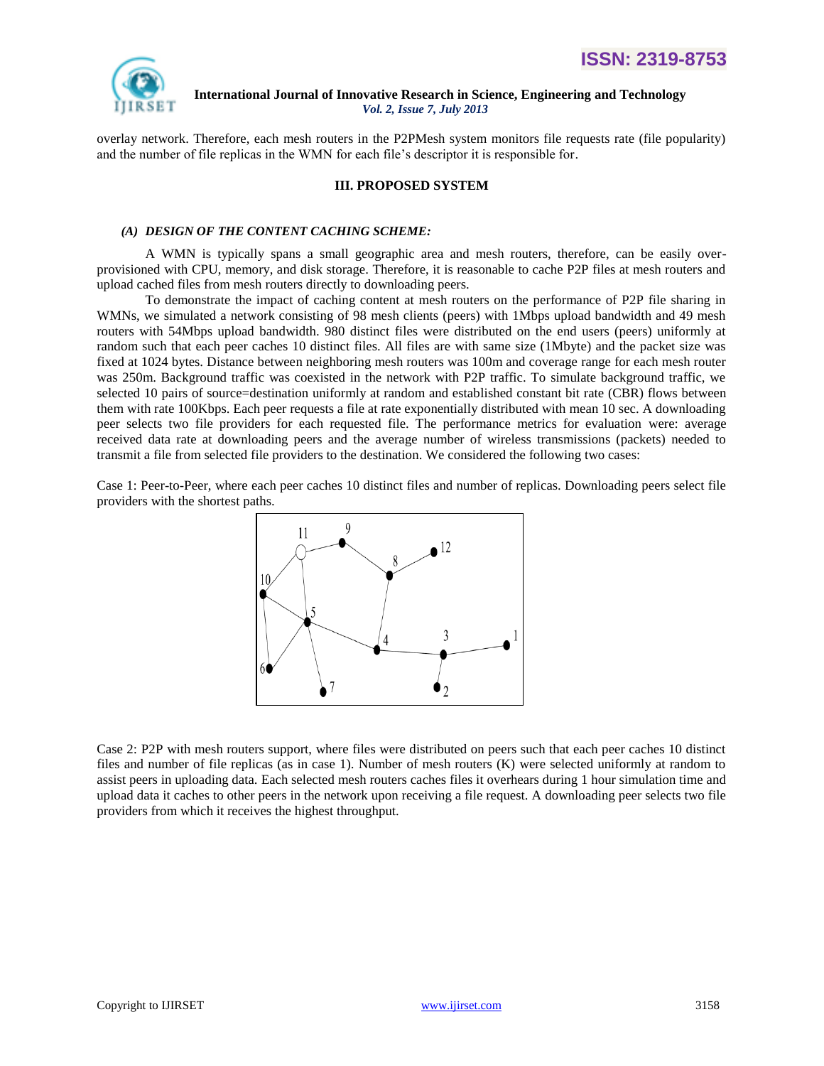overlay network. Therefore, each mesh routers in the P2PMesh system monitors file requests rate (file popularity) and the number of file replicas in the WMN for each file's descriptor it is responsible for.

### III. PROPOSED SYSTEM

#### *(A) DESIGN OF THE CONTENT CACHING SCHEME:*

A WMN is typically spans a small geographic area and mesh routers, therefore, can be easily over-provisioned with CPU, memory, and disk storage. Therefore, it is reasonable to cache P2P files at mesh routers and upload cached files from mesh routers directly to downloading peers.

To demonstrate the impact of caching content at mesh routers on the performance of P2P file sharing in WMNs, we simulated a network consisting of 98 mesh clients (peers) with 1Mbps upload bandwidth and 49 mesh routers with 54Mbps upload bandwidth. 980 distinct files were distributed on the end users (peers) uniformly at random such that each peer caches 10 distinct files. All files are with same size (1Mbyte) and the packet size was fixed at 1024 bytes. Distance between neighboring mesh routers was 100m and coverage range for each mesh router was 250m. Background traffic was coexisted in the network with P2P traffic. To simulate background traffic, we selected 10 pairs of source=destination uniformly at random and established constant bit rate (CBR) flows between them with rate 100Kbps. Each peer requests a file at rate exponentially distributed with mean 10 sec. A downloading peer selects two file providers for each requested file. The performance metrics for evaluation were: average received data rate at downloading peers and the average number of wireless transmissions (packets) needed to transmit a file from selected file providers to the destination. We considered the following two cases:

Case 1: Peer-to-Peer, where each peer caches 10 distinct files and number of replicas. Downloading peers select file providers with the shortest paths.

Case 2: P2P with mesh routers support, where files were distributed on peers such that each peer caches 10 distinct files and number of file replicas (as in case 1). Number of mesh routers (K) were selected uniformly at random to assist peers in uploading data. Each selected mesh routers caches files it overhears during 1 hour simulation time and upload data it caches to other peers in the network upon receiving a file request. A downloading peer selects two file providers from which it receives the highest throughput.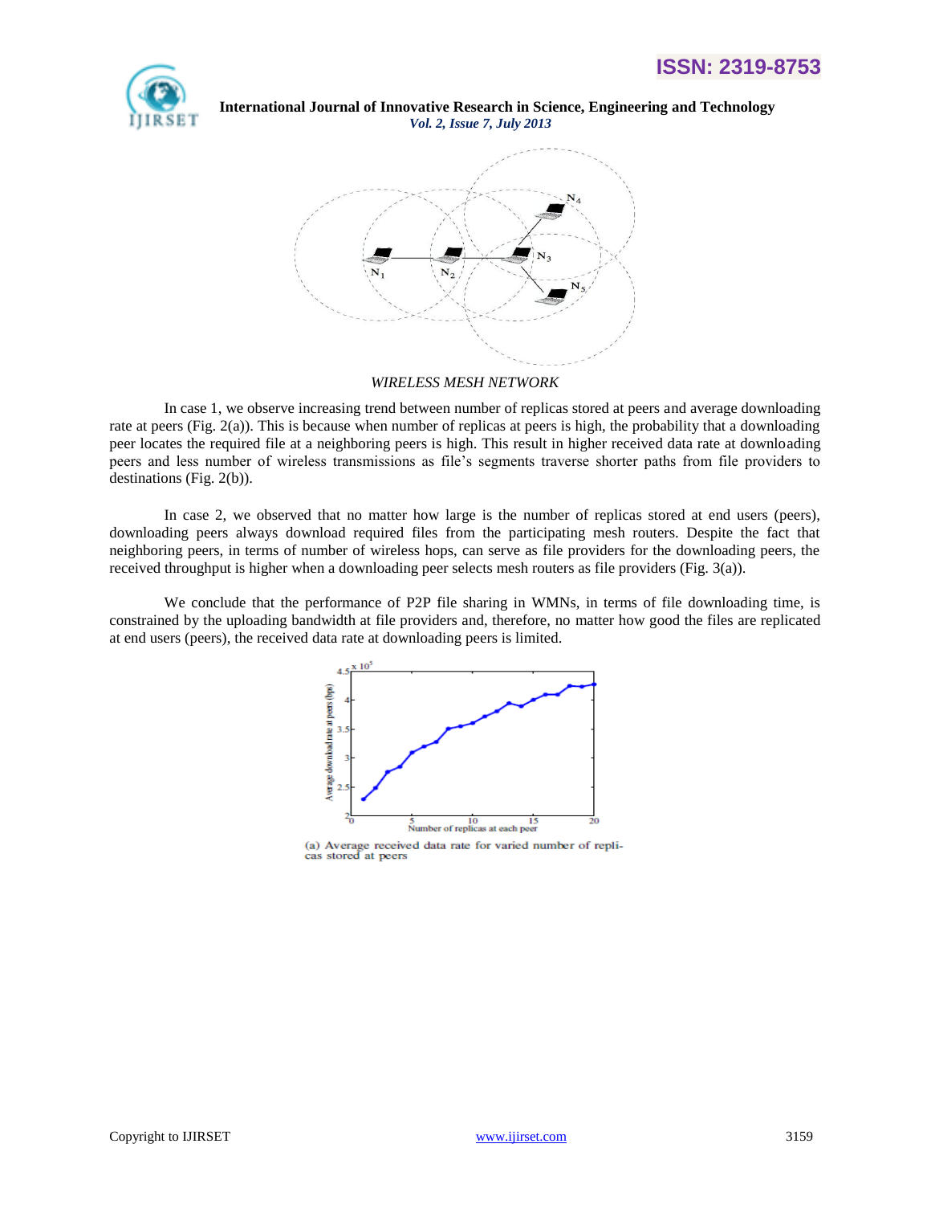*WIRELESS MESH NETWORK*

In case 1, we observe increasing trend between number of replicas stored at peers and average downloading rate at peers (Fig. 2(a)). This is because when number of replicas at peers is high, the probability that a downloading peer locates the required file at a neighboring peers is high. This result in higher received data rate at downloading peers and less number of wireless transmissions as file's segments traverse shorter paths from file providers to destinations (Fig. 2(b)).

In case 2, we observed that no matter how large is the number of replicas stored at end users (peers), downloading peers always download required files from the participating mesh routers. Despite the fact that neighboring peers, in terms of number of wireless hops, can serve as file providers for the downloading peers, the received throughput is higher when a downloading peer selects mesh routers as file providers (Fig. 3(a)).

We conclude that the performance of P2P file sharing in WMNs, in terms of file downloading time, is constrained by the uploading bandwidth at file providers and, therefore, no matter how good the files are replicated at end users (peers), the received data rate at downloading peers is limited.

(a) Average received data rate for varied number of replicas stored at peers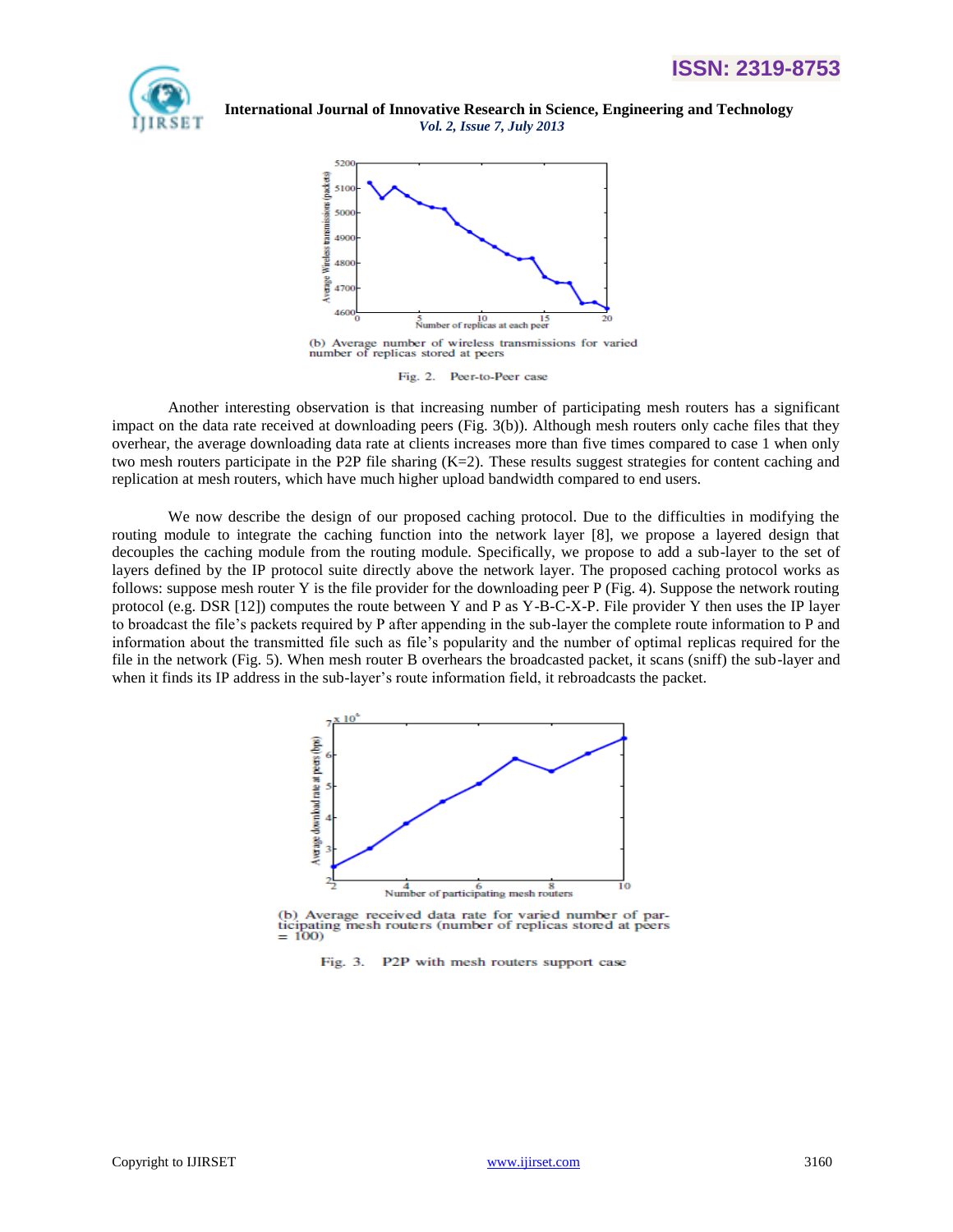(b) Average number of wireless transmissions for varied number of replicas stored at peers

Fig. 2. Peer-to-Peer case

Another interesting observation is that increasing number of participating mesh routers has a significant impact on the data rate received at downloading peers (Fig. 3(b)). Although mesh routers only cache files that they overhear, the average downloading data rate at clients increases more than five times compared to case 1 when only two mesh routers participate in the P2P file sharing (K=2). These results suggest strategies for content caching and replication at mesh routers, which have much higher upload bandwidth compared to end users.

We now describe the design of our proposed caching protocol. Due to the difficulties in modifying the routing module to integrate the caching function into the network layer [8], we propose a layered design that decouples the caching module from the routing module. Specifically, we propose to add a sub-layer to the set of layers defined by the IP protocol suite directly above the network layer. The proposed caching protocol works as follows: suppose mesh router Y is the file provider for the downloading peer P (Fig. 4). Suppose the network routing protocol (e.g. DSR [12]) computes the route between Y and P as Y-B-C-X-P. File provider Y then uses the IP layer to broadcast the file's packets required by P after appending in the sub-layer the complete route information to P and information about the transmitted file such as file's popularity and the number of optimal replicas required for the file in the network (Fig. 5). When mesh router B overhears the broadcasted packet, it scans (sniff) the sub-layer and when it finds its IP address in the sub-layer's route information field, it rebroadcasts the packet.

(b) Average received data rate for varied number of participating mesh routers (number of replicas stored at peers = 100)

Fig. 3. P2P with mesh routers support case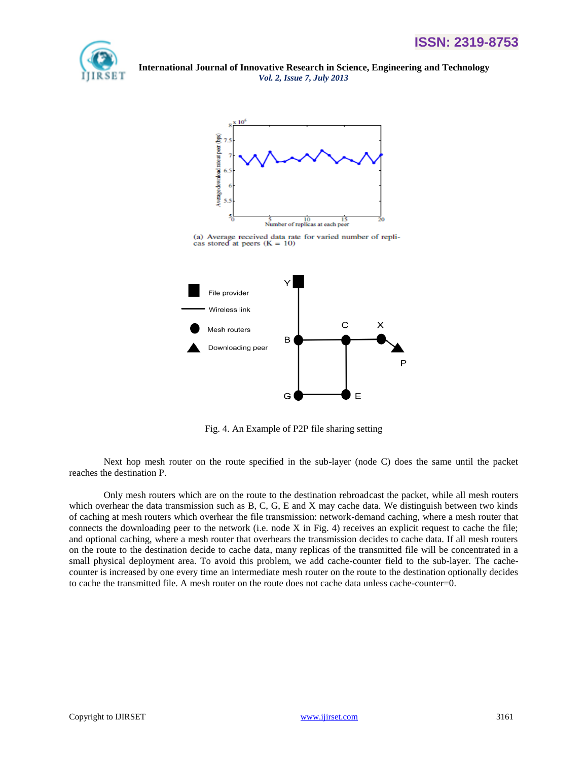(a) Average received data rate for varied number of replicas stored at peers (K = 10)

Fig. 4. An Example of P2P file sharing setting

Next hop mesh router on the route specified in the sub-layer (node C) does the same until the packet reaches the destination P.

Only mesh routers which are on the route to the destination rebroadcast the packet, while all mesh routers which overhear the data transmission such as B, C, G, E and X may cache data. We distinguish between two kinds of caching at mesh routers which overhear the file transmission: network-demand caching, where a mesh router that connects the downloading peer to the network (i.e. node X in Fig. 4) receives an explicit request to cache the file; and optional caching, where a mesh router that overhears the transmission decides to cache data. If all mesh routers on the route to the destination decide to cache data, many replicas of the transmitted file will be concentrated in a small physical deployment area. To avoid this problem, we add cache-counter field to the sub-layer. The cache-counter is increased by one every time an intermediate mesh router on the route to the destination optionally decides to cache the transmitted file. A mesh router on the route does not cache data unless cache-counter=0.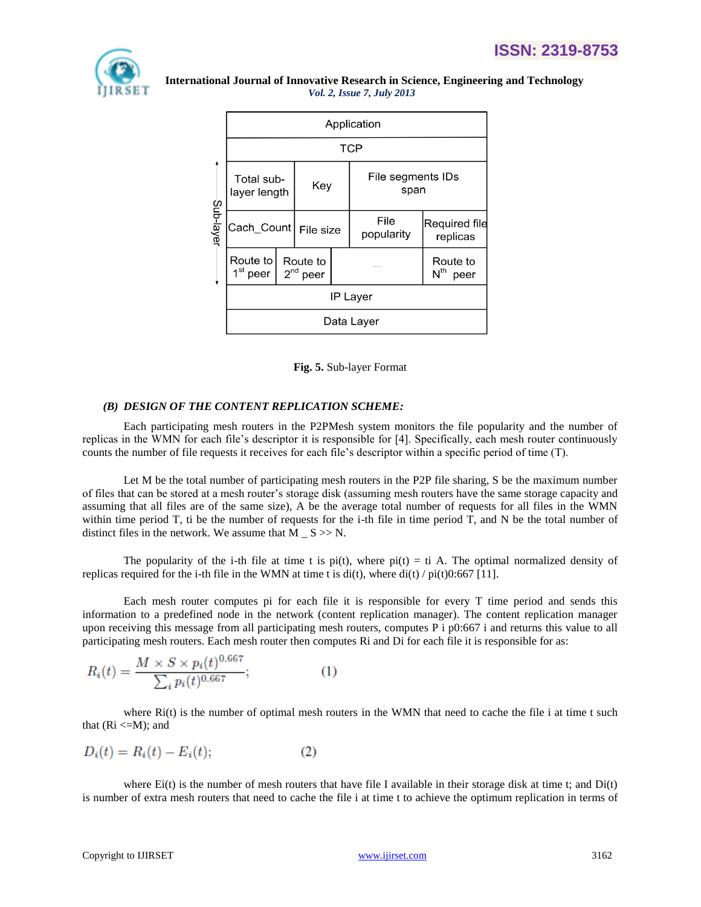| Application | | | |
|---|---|---|---|
| TCP | | | |
| Total sub-layer length | Key | File segments IDs span | |
| Cach_Count | File size | File popularity | Required file replicas |
| Route to 1st peer | Route to 2nd peer | .... | Route to Nth peer |
| IP Layer | | | |
| Data Layer | | | |

**Fig. 5.** Sub-layer Format

### *(B) DESIGN OF THE CONTENT REPLICATION SCHEME:*

Each participating mesh routers in the P2PMesh system monitors the file popularity and the number of replicas in the WMN for each file's descriptor it is responsible for [4]. Specifically, each mesh router continuously counts the number of file requests it receives for each file's descriptor within a specific period of time (T).

Let M be the total number of participating mesh routers in the P2P file sharing, S be the maximum number of files that can be stored at a mesh router's storage disk (assuming mesh routers have the same storage capacity and assuming that all files are of the same size), A be the average total number of requests for all files in the WMN within time period T, ti be the number of requests for the i-th file in time period T, and N be the total number of distinct files in the network. We assume that M _ S >> N.

The popularity of the i-th file at time t is pi(t), where pi(t) = ti A. The optimal normalized density of replicas required for the i-th file in the WMN at time t is di(t), where di(t) / pi(t)0:667 [11].

Each mesh router computes pi for each file it is responsible for every T time period and sends this information to a predefined node in the network (content replication manager). The content replication manager upon receiving this message from all participating mesh routers, computes P i p0:667 i and returns this value to all participating mesh routers. Each mesh router then computes Ri and Di for each file it is responsible for as:

$$R_i(t) = \frac{M \times S \times p_i(t)^{0.667}}{\sum_i p_i(t)^{0.667}}; \qquad (1)$$

where Ri(t) is the number of optimal mesh routers in the WMN that need to cache the file i at time t such that (Ri <=M); and

$$D_i(t) = R_i(t) - E_i(t); \qquad (2)$$

where Ei(t) is the number of mesh routers that have file I available in their storage disk at time t; and Di(t) is number of extra mesh routers that need to cache the file i at time t to achieve the optimum replication in terms of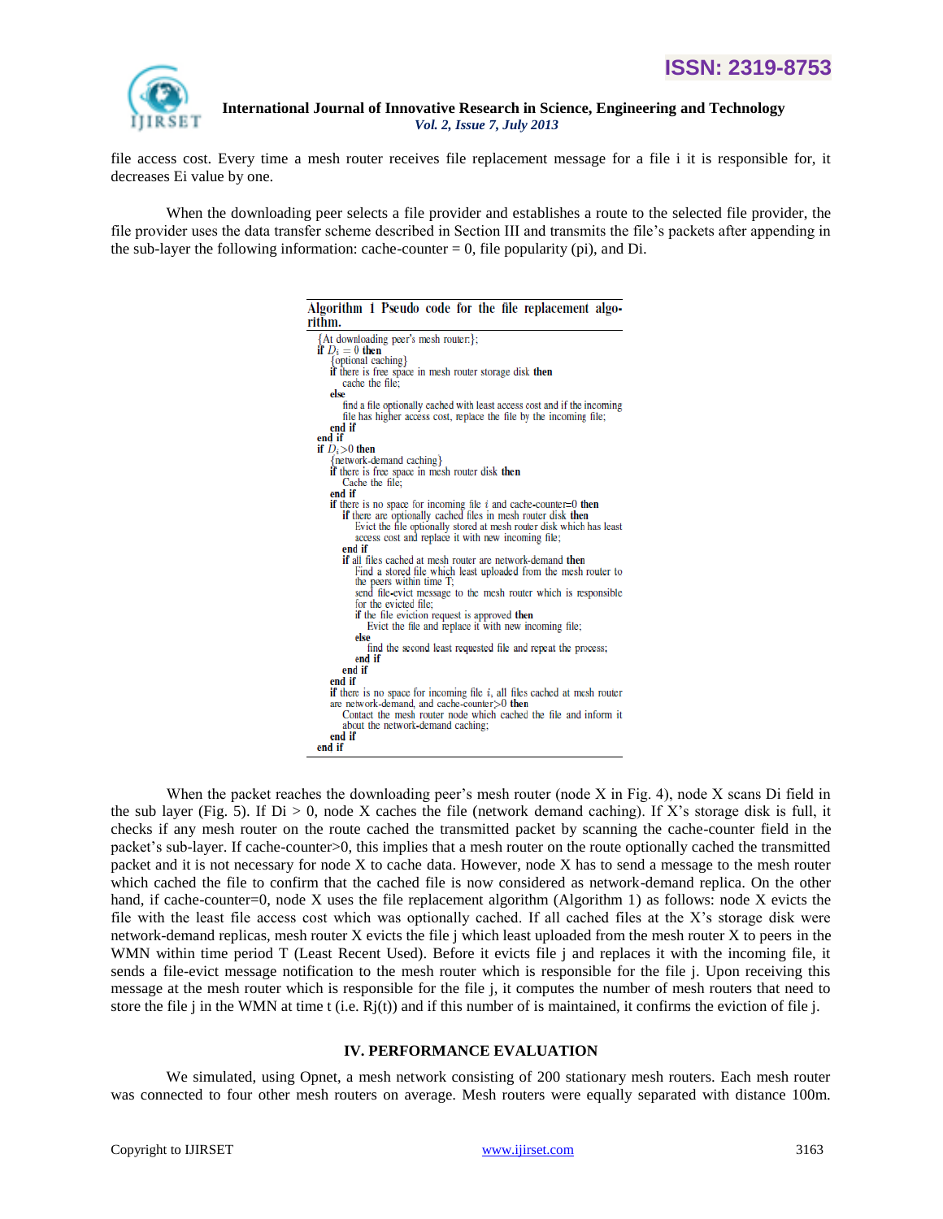file access cost. Every time a mesh router receives file replacement message for a file i it is responsible for, it decreases Ei value by one.

When the downloading peer selects a file provider and establishes a route to the selected file provider, the file provider uses the data transfer scheme described in Section III and transmits the file's packets after appending in the sub-layer the following information: cache-counter = 0, file popularity (pi), and Di.

**Algorithm 1** Pseudo code for the file replacement algorithm.

```
{At downloading peer's mesh router:};
if D_i = 0 then
   {optional caching}
   if there is free space in mesh router storage disk then
      cache the file;
   else
      find a file optionally cached with least access cost and if the incoming
      file has higher access cost, replace the file by the incoming file;
   end if
end if
if D_i>0 then
   {network-demand caching}
   if there is free space in mesh router disk then
      Cache the file;
   end if
   if there is no space for incoming file i and cache-counter=0 then
      if there are optionally cached files in mesh router disk then
         Evict the file optionally stored at mesh router disk which has least
         access cost and replace it with new incoming file;
      end if
      if all files cached at mesh router are network-demand then
         Find a stored file which least uploaded from the mesh router to
         the peers within time T;
         send file-evict message to the mesh router which is responsible
         for the evicted file;
         if the file eviction request is approved then
            Evict the file and replace it with new incoming file;
         else
            find the second least requested file and repeat the process;
         end if
      end if
   end if
   if there is no space for incoming file i, all files cached at mesh router
   are network-demand, and cache-counter>0 then
      Contact the mesh router node which cached the file and inform it
      about the network-demand caching;
   end if
end if
```

When the packet reaches the downloading peer's mesh router (node X in Fig. 4), node X scans Di field in the sub layer (Fig. 5). If Di > 0, node X caches the file (network demand caching). If X's storage disk is full, it checks if any mesh router on the route cached the transmitted packet by scanning the cache-counter field in the packet's sub-layer. If cache-counter>0, this implies that a mesh router on the route optionally cached the transmitted packet and it is not necessary for node X to cache data. However, node X has to send a message to the mesh router which cached the file to confirm that the cached file is now considered as network-demand replica. On the other hand, if cache-counter=0, node X uses the file replacement algorithm (Algorithm 1) as follows: node X evicts the file with the least file access cost which was optionally cached. If all cached files at the X's storage disk were network-demand replicas, mesh router X evicts the file j which least uploaded from the mesh router X to peers in the WMN within time period T (Least Recent Used). Before it evicts file j and replaces it with the incoming file, it sends a file-evict message notification to the mesh router which is responsible for the file j. Upon receiving this message at the mesh router which is responsible for the file j, it computes the number of mesh routers that need to store the file j in the WMN at time t (i.e. Rj(t)) and if this number of is maintained, it confirms the eviction of file j.

## IV. PERFORMANCE EVALUATION

We simulated, using Opnet, a mesh network consisting of 200 stationary mesh routers. Each mesh router was connected to four other mesh routers on average. Mesh routers were equally separated with distance 100m.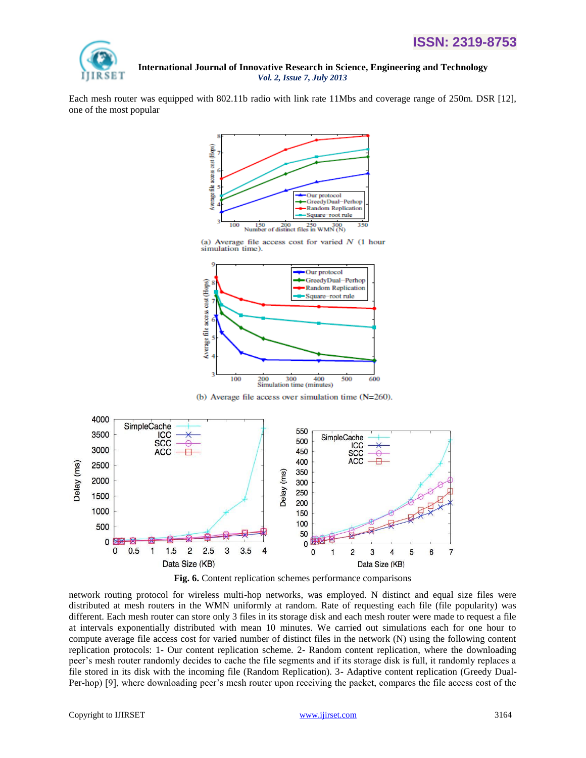Each mesh router was equipped with 802.11b radio with link rate 11Mbs and coverage range of 250m. DSR [12], one of the most popular

(a) Average file access cost for varied $N$ (1 hour simulation time).

(b) Average file access over simulation time (N=260).

**Fig. 6.** Content replication schemes performance comparisons

network routing protocol for wireless multi-hop networks, was employed. N distinct and equal size files were distributed at mesh routers in the WMN uniformly at random. Rate of requesting each file (file popularity) was different. Each mesh router can store only 3 files in its storage disk and each mesh router were made to request a file at intervals exponentially distributed with mean 10 minutes. We carried out simulations each for one hour to compute average file access cost for varied number of distinct files in the network (N) using the following content replication protocols: 1- Our content replication scheme. 2- Random content replication, where the downloading peer's mesh router randomly decides to cache the file segments and if its storage disk is full, it randomly replaces a file stored in its disk with the incoming file (Random Replication). 3- Adaptive content replication (Greedy Dual-Per-hop) [9], where downloading peer's mesh router upon receiving the packet, compares the file access cost of the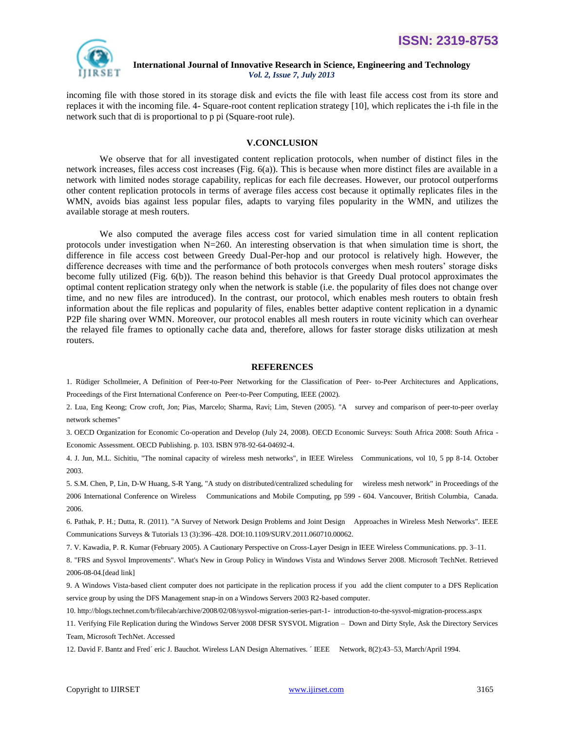incoming file with those stored in its storage disk and evicts the file with least file access cost from its store and replaces it with the incoming file. 4- Square-root content replication strategy [10], which replicates the i-th file in the network such that di is proportional to p pi (Square-root rule).

## V.CONCLUSION

We observe that for all investigated content replication protocols, when number of distinct files in the network increases, files access cost increases (Fig. 6(a)). This is because when more distinct files are available in a network with limited nodes storage capability, replicas for each file decreases. However, our protocol outperforms other content replication protocols in terms of average files access cost because it optimally replicates files in the WMN, avoids bias against less popular files, adapts to varying files popularity in the WMN, and utilizes the available storage at mesh routers.

We also computed the average files access cost for varied simulation time in all content replication protocols under investigation when N=260. An interesting observation is that when simulation time is short, the difference in file access cost between Greedy Dual-Per-hop and our protocol is relatively high. However, the difference decreases with time and the performance of both protocols converges when mesh routers' storage disks become fully utilized (Fig. 6(b)). The reason behind this behavior is that Greedy Dual protocol approximates the optimal content replication strategy only when the network is stable (i.e. the popularity of files does not change over time, and no new files are introduced). In the contrast, our protocol, which enables mesh routers to obtain fresh information about the file replicas and popularity of files, enables better adaptive content replication in a dynamic P2P file sharing over WMN. Moreover, our protocol enables all mesh routers in route vicinity which can overhear the relayed file frames to optionally cache data and, therefore, allows for faster storage disks utilization at mesh routers.

## REFERENCES

1. Rüdiger Schollmeier, A Definition of Peer-to-Peer Networking for the Classification of Peer- to-Peer Architectures and Applications, Proceedings of the First International Conference on Peer-to-Peer Computing, IEEE (2002).
2. Lua, Eng Keong; Crow croft, Jon; Pias, Marcelo; Sharma, Ravi; Lim, Steven (2005). "A survey and comparison of peer-to-peer overlay network schemes"
3. OECD Organization for Economic Co-operation and Develop (July 24, 2008). OECD Economic Surveys: South Africa 2008: South Africa - Economic Assessment. OECD Publishing. p. 103. ISBN 978-92-64-04692-4.
4. J. Jun, M.L. Sichitiu, "The nominal capacity of wireless mesh networks", in IEEE Wireless Communications, vol 10, 5 pp 8-14. October 2003.
5. S.M. Chen, P, Lin, D-W Huang, S-R Yang, "A study on distributed/centralized scheduling for wireless mesh network" in Proceedings of the 2006 International Conference on Wireless Communications and Mobile Computing, pp 599 - 604. Vancouver, British Columbia, Canada. 2006.
6. Pathak, P. H.; Dutta, R. (2011). "A Survey of Network Design Problems and Joint Design Approaches in Wireless Mesh Networks". IEEE Communications Surveys & Tutorials 13 (3):396–428. DOI:10.1109/SURV.2011.060710.00062.
7. V. Kawadia, P. R. Kumar (February 2005). A Cautionary Perspective on Cross-Layer Design in IEEE Wireless Communications. pp. 3–11.
8. "FRS and Sysvol Improvements". What's New in Group Policy in Windows Vista and Windows Server 2008. Microsoft TechNet. Retrieved 2006-08-04.[dead link]
9. A Windows Vista-based client computer does not participate in the replication process if you add the client computer to a DFS Replication service group by using the DFS Management snap-in on a Windows Servers 2003 R2-based computer.
10. http://blogs.technet.com/b/filecab/archive/2008/02/08/sysvol-migration-series-part-1- introduction-to-the-sysvol-migration-process.aspx
11. Verifying File Replication during the Windows Server 2008 DFSR SYSVOL Migration – Down and Dirty Style, Ask the Directory Services Team, Microsoft TechNet. Accessed
12. David F. Bantz and Fred´ eric J. Bauchot. Wireless LAN Design Alternatives. ´ IEEE Network, 8(2):43–53, March/April 1994.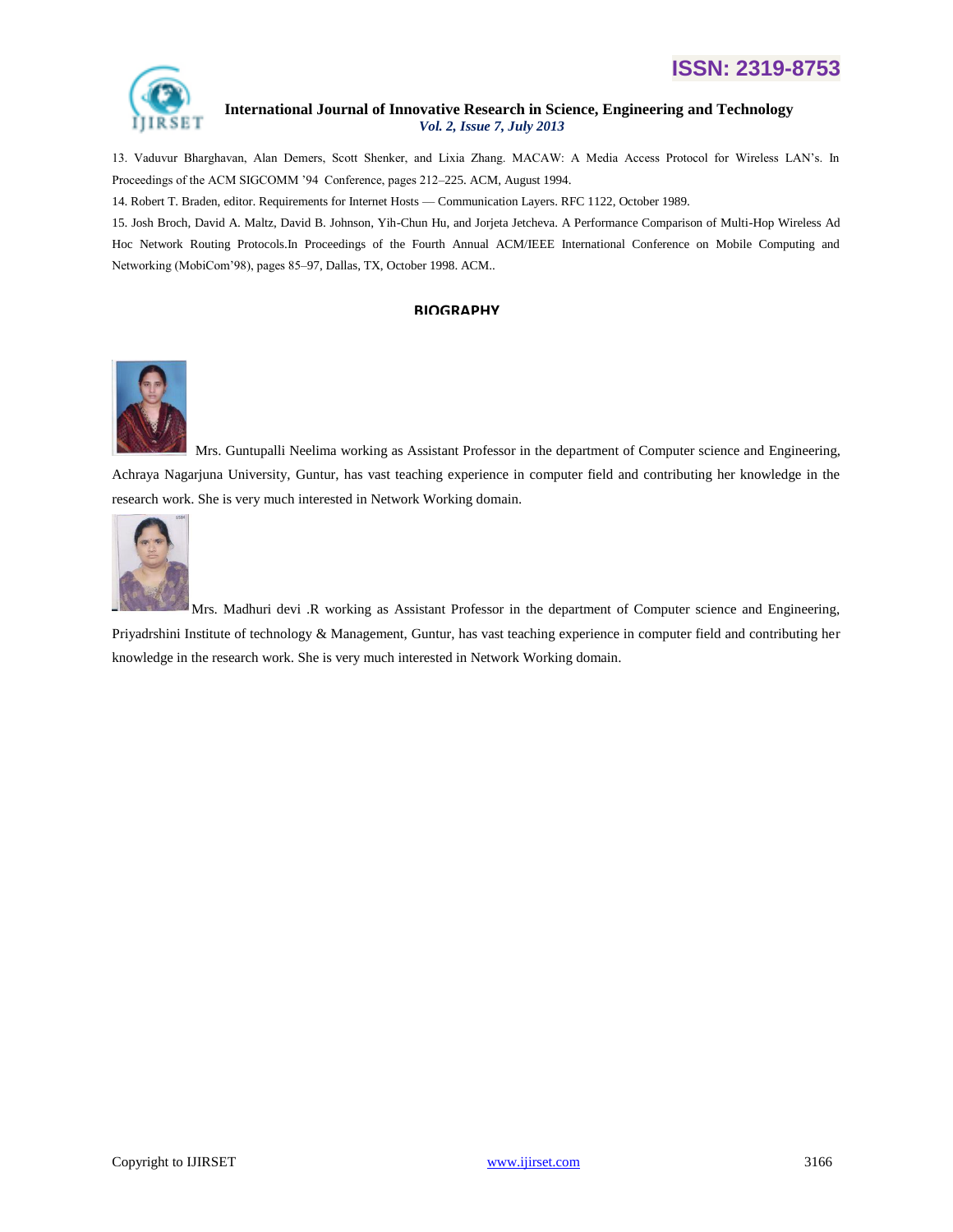13. Vaduvur Bharghavan, Alan Demers, Scott Shenker, and Lixia Zhang. MACAW: A Media Access Protocol for Wireless LAN's. In Proceedings of the ACM SIGCOMM '94 Conference, pages 212–225. ACM, August 1994.

14. Robert T. Braden, editor. Requirements for Internet Hosts — Communication Layers. RFC 1122, October 1989.

15. Josh Broch, David A. Maltz, David B. Johnson, Yih-Chun Hu, and Jorjeta Jetcheva. A Performance Comparison of Multi-Hop Wireless Ad Hoc Network Routing Protocols.In Proceedings of the Fourth Annual ACM/IEEE International Conference on Mobile Computing and Networking (MobiCom'98), pages 85–97, Dallas, TX, October 1998. ACM..

## BIOGRAPHY

Mrs. Guntupalli Neelima working as Assistant Professor in the department of Computer science and Engineering, Achraya Nagarjuna University, Guntur, has vast teaching experience in computer field and contributing her knowledge in the research work. She is very much interested in Network Working domain.

Mrs. Madhuri devi .R working as Assistant Professor in the department of Computer science and Engineering, Priyadrshini Institute of technology & Management, Guntur, has vast teaching experience in computer field and contributing her knowledge in the research work. She is very much interested in Network Working domain.